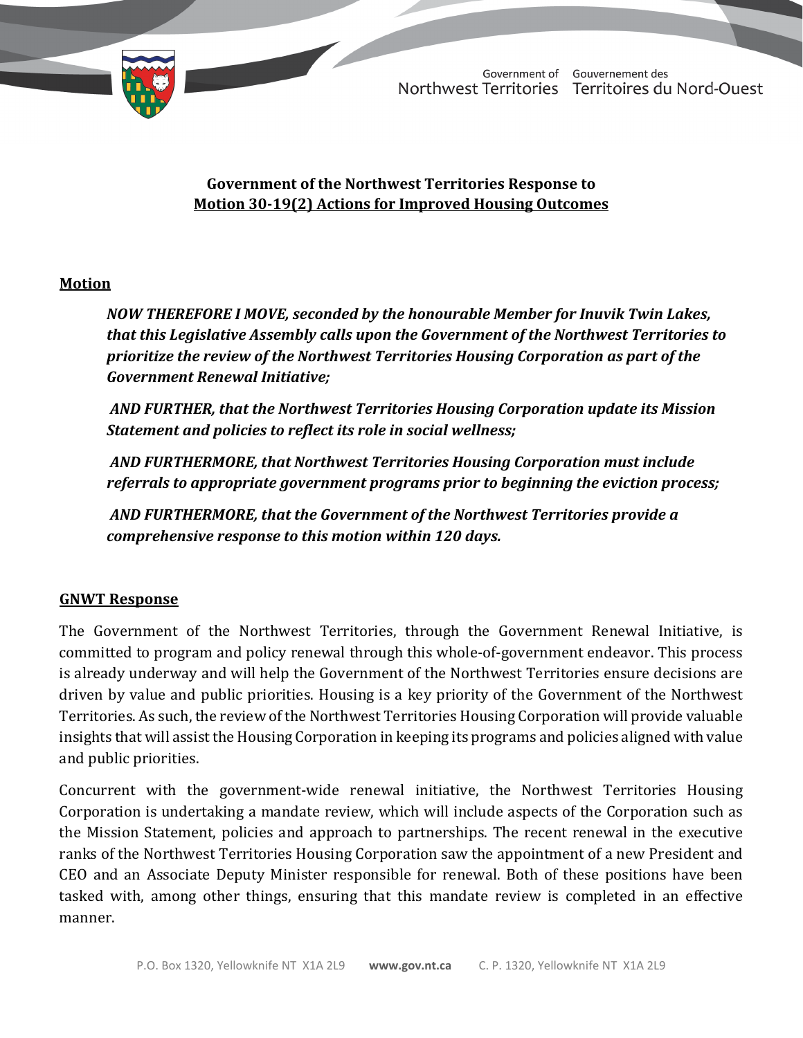**Government of the Northwest Territories Response to**
**Motion 30-19(2) Actions for Improved Housing Outcomes**

## Motion

***NOW THEREFORE I MOVE, seconded by the honourable Member for Inuvik Twin Lakes, that this Legislative Assembly calls upon the Government of the Northwest Territories to prioritize the review of the Northwest Territories Housing Corporation as part of the Government Renewal Initiative;***

***AND FURTHER, that the Northwest Territories Housing Corporation update its Mission Statement and policies to reflect its role in social wellness;***

***AND FURTHERMORE, that Northwest Territories Housing Corporation must include referrals to appropriate government programs prior to beginning the eviction process;***

***AND FURTHERMORE, that the Government of the Northwest Territories provide a comprehensive response to this motion within 120 days.***

## GNWT Response

The Government of the Northwest Territories, through the Government Renewal Initiative, is committed to program and policy renewal through this whole-of-government endeavor. This process is already underway and will help the Government of the Northwest Territories ensure decisions are driven by value and public priorities. Housing is a key priority of the Government of the Northwest Territories. As such, the review of the Northwest Territories Housing Corporation will provide valuable insights that will assist the Housing Corporation in keeping its programs and policies aligned with value and public priorities.

Concurrent with the government-wide renewal initiative, the Northwest Territories Housing Corporation is undertaking a mandate review, which will include aspects of the Corporation such as the Mission Statement, policies and approach to partnerships. The recent renewal in the executive ranks of the Northwest Territories Housing Corporation saw the appointment of a new President and CEO and an Associate Deputy Minister responsible for renewal. Both of these positions have been tasked with, among other things, ensuring that this mandate review is completed in an effective manner.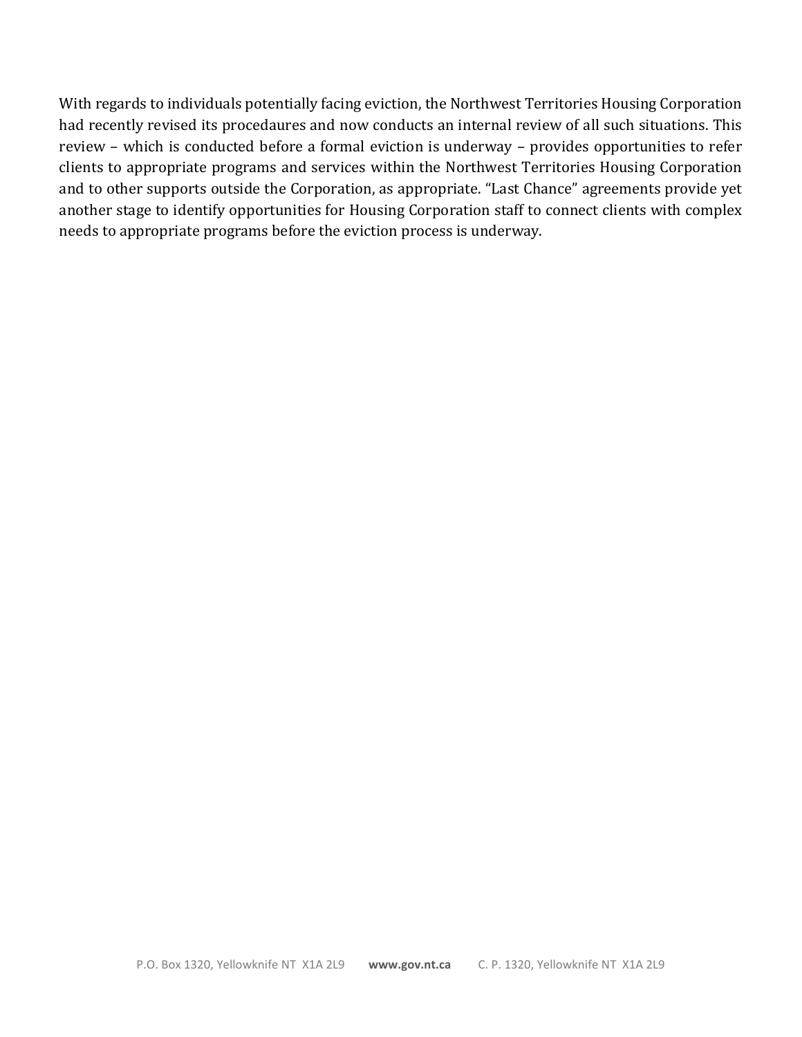With regards to individuals potentially facing eviction, the Northwest Territories Housing Corporation had recently revised its procedaures and now conducts an internal review of all such situations. This review – which is conducted before a formal eviction is underway – provides opportunities to refer clients to appropriate programs and services within the Northwest Territories Housing Corporation and to other supports outside the Corporation, as appropriate. "Last Chance" agreements provide yet another stage to identify opportunities for Housing Corporation staff to connect clients with complex needs to appropriate programs before the eviction process is underway.